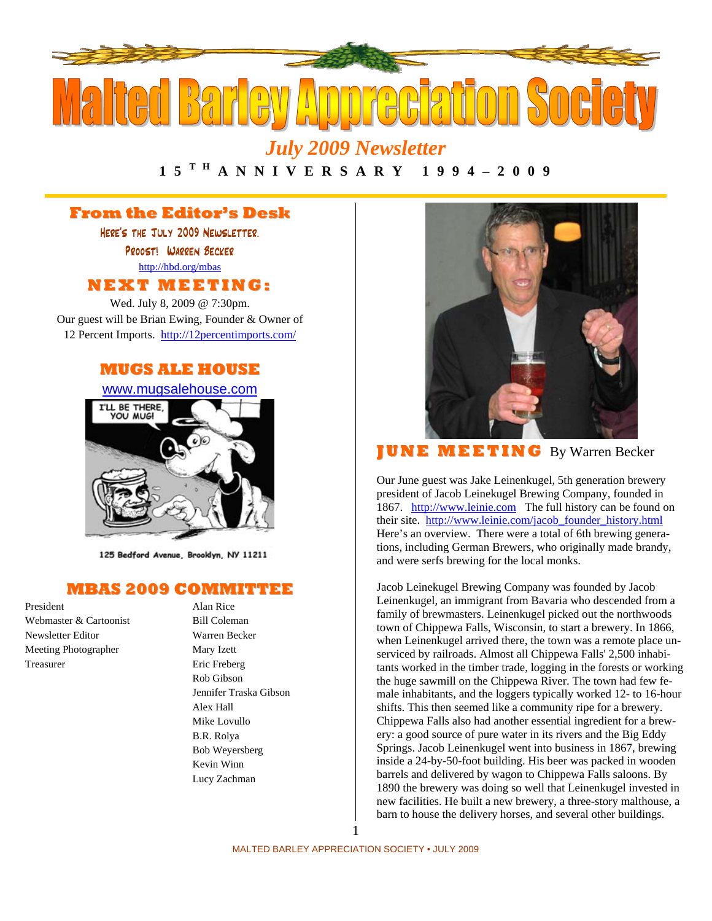# Malted Barley Appreciation Society

*July 2009 Newsletter*

**15TH ANNIVERSARY 1994 – 2009**

## From the Editor's Desk

Here's the July 2009 Newsletter.

Proost! Warren Becker

http://hbd.org/mbas

## NEXT MEETING:

Wed. July 8, 2009 @ 7:30pm.

Our guest will be Brian Ewing, Founder & Owner of 12 Percent Imports. http://12percentimports.com/

## MUGS ALE HOUSE

www.mugsalehouse.com

125 Bedford Avenue, Brooklyn, NY 11211

## MBAS 2009 COMMITTEE

| | |
|---|---|
| President | Alan Rice |
| Webmaster & Cartoonist | Bill Coleman |
| Newsletter Editor | Warren Becker |
| Meeting Photographer | Mary Izett |
| Treasurer | Eric Freberg |
| | Rob Gibson |
| | Jennifer Traska Gibson |
| | Alex Hall |
| | Mike Lovullo |
| | B.R. Rolya |
| | Bob Weyersberg |
| | Kevin Winn |
| | Lucy Zachman |

## JUNE MEETING By Warren Becker

Our June guest was Jake Leinenkugel, 5th generation brewery president of Jacob Leinekugel Brewing Company, founded in 1867. http://www.leinie.com The full history can be found on their site. http://www.leinie.com/jacob_founder_history.html Here's an overview. There were a total of 6th brewing generations, including German Brewers, who originally made brandy, and were serfs brewing for the local monks.

Jacob Leinekugel Brewing Company was founded by Jacob Leinenkugel, an immigrant from Bavaria who descended from a family of brewmasters. Leinenkugel picked out the northwoods town of Chippewa Falls, Wisconsin, to start a brewery. In 1866, when Leinenkugel arrived there, the town was a remote place un-serviced by railroads. Almost all Chippewa Falls' 2,500 inhabitants worked in the timber trade, logging in the forests or working the huge sawmill on the Chippewa River. The town had few female inhabitants, and the loggers typically worked 12- to 16-hour shifts. This then seemed like a community ripe for a brewery. Chippewa Falls also had another essential ingredient for a brewery: a good source of pure water in its rivers and the Big Eddy Springs. Jacob Leinenkugel went into business in 1867, brewing inside a 24-by-50-foot building. His beer was packed in wooden barrels and delivered by wagon to Chippewa Falls saloons. By 1890 the brewery was doing so well that Leinenkugel invested in new facilities. He built a new brewery, a three-story malthouse, a barn to house the delivery horses, and several other buildings.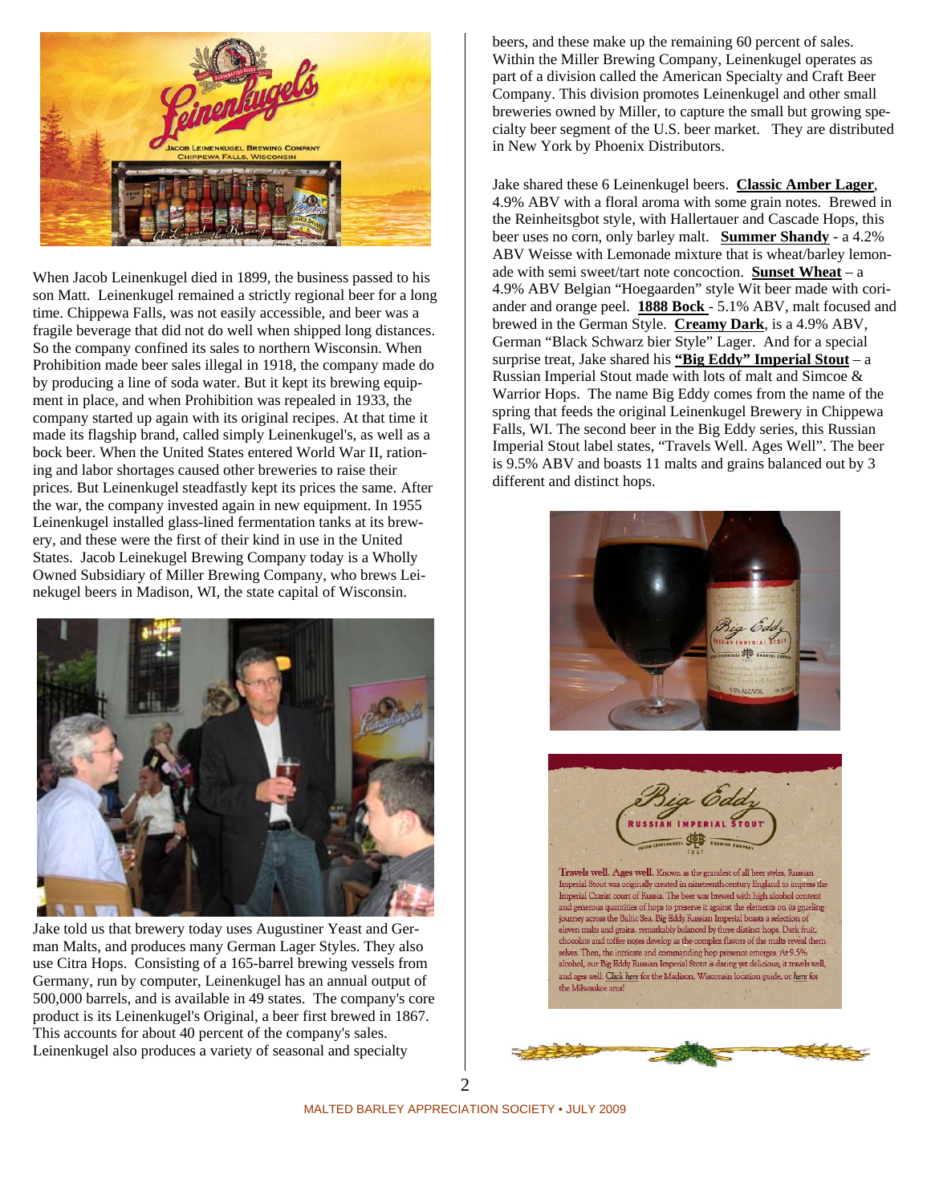When Jacob Leinenkugel died in 1899, the business passed to his son Matt. Leinenkugel remained a strictly regional beer for a long time. Chippewa Falls, was not easily accessible, and beer was a fragile beverage that did not do well when shipped long distances. So the company confined its sales to northern Wisconsin. When Prohibition made beer sales illegal in 1918, the company made do by producing a line of soda water. But it kept its brewing equipment in place, and when Prohibition was repealed in 1933, the company started up again with its original recipes. At that time it made its flagship brand, called simply Leinenkugel's, as well as a bock beer. When the United States entered World War II, rationing and labor shortages caused other breweries to raise their prices. But Leinenkugel steadfastly kept its prices the same. After the war, the company invested again in new equipment. In 1955 Leinenkugel installed glass-lined fermentation tanks at its brewery, and these were the first of their kind in use in the United States. Jacob Leinekugel Brewing Company today is a Wholly Owned Subsidiary of Miller Brewing Company, who brews Leinekugel beers in Madison, WI, the state capital of Wisconsin.

Jake told us that brewery today uses Augustiner Yeast and German Malts, and produces many German Lager Styles. They also use Citra Hops. Consisting of a 165-barrel brewing vessels from Germany, run by computer, Leinenkugel has an annual output of 500,000 barrels, and is available in 49 states. The company's core product is its Leinenkugel's Original, a beer first brewed in 1867. This accounts for about 40 percent of the company's sales. Leinenkugel also produces a variety of seasonal and specialty beers, and these make up the remaining 60 percent of sales. Within the Miller Brewing Company, Leinenkugel operates as part of a division called the American Specialty and Craft Beer Company. This division promotes Leinenkugel and other small breweries owned by Miller, to capture the small but growing specialty beer segment of the U.S. beer market. They are distributed in New York by Phoenix Distributors.

Jake shared these 6 Leinenkugel beers. **Classic Amber Lager**, 4.9% ABV with a floral aroma with some grain notes. Brewed in the Reinheitsgbot style, with Hallertauer and Cascade Hops, this beer uses no corn, only barley malt. **Summer Shandy** - a 4.2% ABV Weisse with Lemonade mixture that is wheat/barley lemonade with semi sweet/tart note concoction. **Sunset Wheat** – a 4.9% ABV Belgian "Hoegaarden" style Wit beer made with coriander and orange peel. **1888 Bock** - 5.1% ABV, malt focused and brewed in the German Style. **Creamy Dark**, is a 4.9% ABV, German "Black Schwarz bier Style" Lager. And for a special surprise treat, Jake shared his **"Big Eddy" Imperial Stout** – a Russian Imperial Stout made with lots of malt and Simcoe & Warrior Hops. The name Big Eddy comes from the name of the spring that feeds the original Leinenkugel Brewery in Chippewa Falls, WI. The second beer in the Big Eddy series, this Russian Imperial Stout label states, "Travels Well. Ages Well". The beer is 9.5% ABV and boasts 11 malts and grains balanced out by 3 different and distinct hops.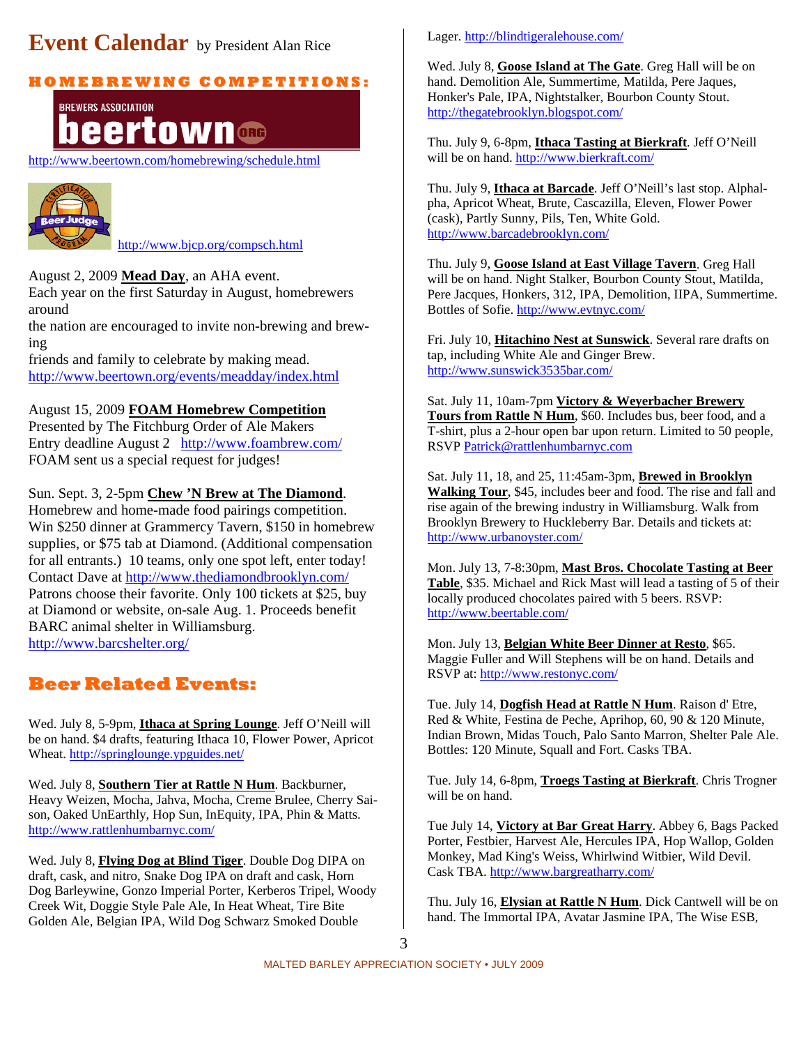# Event Calendar by President Alan Rice

## HOMEBREWING COMPETITIONS:

http://www.beertown.com/homebrewing/schedule.html

http://www.bjcp.org/compsch.html

August 2, 2009 **Mead Day**, an AHA event.
Each year on the first Saturday in August, homebrewers around
the nation are encouraged to invite non-brewing and brewing
friends and family to celebrate by making mead.
http://www.beertown.org/events/meadday/index.html

August 15, 2009 **FOAM Homebrew Competition**
Presented by The Fitchburg Order of Ale Makers
Entry deadline August 2 http://www.foambrew.com/
FOAM sent us a special request for judges!

Sun. Sept. 3, 2-5pm **Chew 'N Brew at The Diamond**.
Homebrew and home-made food pairings competition.
Win $250 dinner at Grammercy Tavern, $150 in homebrew supplies, or $75 tab at Diamond. (Additional compensation for all entrants.) 10 teams, only one spot left, enter today!
Contact Dave at http://www.thediamondbrooklyn.com/
Patrons choose their favorite. Only 100 tickets at $25, buy at Diamond or website, on-sale Aug. 1. Proceeds benefit BARC animal shelter in Williamsburg.
http://www.barcshelter.org/

## Beer Related Events:

Wed. July 8, 5-9pm, **Ithaca at Spring Lounge**. Jeff O'Neill will be on hand. $4 drafts, featuring Ithaca 10, Flower Power, Apricot Wheat. http://springlounge.ypguides.net/

Wed. July 8, **Southern Tier at Rattle N Hum**. Backburner, Heavy Weizen, Mocha, Jahva, Mocha, Creme Brulee, Cherry Saison, Oaked UnEarthly, Hop Sun, InEquity, IPA, Phin & Matts.
http://www.rattlenhumbarnyc.com/

Wed. July 8, **Flying Dog at Blind Tiger**. Double Dog DIPA on draft, cask, and nitro, Snake Dog IPA on draft and cask, Horn Dog Barleywine, Gonzo Imperial Porter, Kerberos Tripel, Woody Creek Wit, Doggie Style Pale Ale, In Heat Wheat, Tire Bite Golden Ale, Belgian IPA, Wild Dog Schwarz Smoked Double Lager. http://blindtigeralehouse.com/

Wed. July 8, **Goose Island at The Gate**. Greg Hall will be on hand. Demolition Ale, Summertime, Matilda, Pere Jaques, Honker's Pale, IPA, Nightstalker, Bourbon County Stout.
http://thegatebrooklyn.blogspot.com/

Thu. July 9, 6-8pm, **Ithaca Tasting at Bierkraft**. Jeff O'Neill will be on hand. http://www.bierkraft.com/

Thu. July 9, **Ithaca at Barcade**. Jeff O'Neill's last stop. Alphalpha, Apricot Wheat, Brute, Cascazilla, Eleven, Flower Power (cask), Partly Sunny, Pils, Ten, White Gold.
http://www.barcadebrooklyn.com/

Thu. July 9, **Goose Island at East Village Tavern**. Greg Hall will be on hand. Night Stalker, Bourbon County Stout, Matilda, Pere Jacques, Honkers, 312, IPA, Demolition, IIPA, Summertime. Bottles of Sofie. http://www.evtnyc.com/

Fri. July 10, **Hitachino Nest at Sunswick**. Several rare drafts on tap, including White Ale and Ginger Brew.
http://www.sunswick3535bar.com/

Sat. July 11, 10am-7pm **Victory & Weyerbacher Brewery Tours from Rattle N Hum**, $60. Includes bus, beer food, and a T-shirt, plus a 2-hour open bar upon return. Limited to 50 people, RSVP Patrick@rattlenhumbarnyc.com

Sat. July 11, 18, and 25, 11:45am-3pm, **Brewed in Brooklyn Walking Tour**, $45, includes beer and food. The rise and fall and rise again of the brewing industry in Williamsburg. Walk from Brooklyn Brewery to Huckleberry Bar. Details and tickets at:
http://www.urbanoyster.com/

Mon. July 13, 7-8:30pm, **Mast Bros. Chocolate Tasting at Beer Table**, $35. Michael and Rick Mast will lead a tasting of 5 of their locally produced chocolates paired with 5 beers. RSVP:
http://www.beertable.com/

Mon. July 13, **Belgian White Beer Dinner at Resto**, $65.
Maggie Fuller and Will Stephens will be on hand. Details and RSVP at: http://www.restonyc.com/

Tue. July 14, **Dogfish Head at Rattle N Hum**. Raison d' Etre, Red & White, Festina de Peche, Aprihop, 60, 90 & 120 Minute, Indian Brown, Midas Touch, Palo Santo Marron, Shelter Pale Ale. Bottles: 120 Minute, Squall and Fort. Casks TBA.

Tue. July 14, 6-8pm, **Troegs Tasting at Bierkraft**. Chris Trogner will be on hand.

Tue July 14, **Victory at Bar Great Harry**. Abbey 6, Bags Packed Porter, Festbier, Harvest Ale, Hercules IPA, Hop Wallop, Golden Monkey, Mad King's Weiss, Whirlwind Witbier, Wild Devil.
Cask TBA. http://www.bargreatharry.com/

Thu. July 16, **Elysian at Rattle N Hum**. Dick Cantwell will be on hand. The Immortal IPA, Avatar Jasmine IPA, The Wise ESB,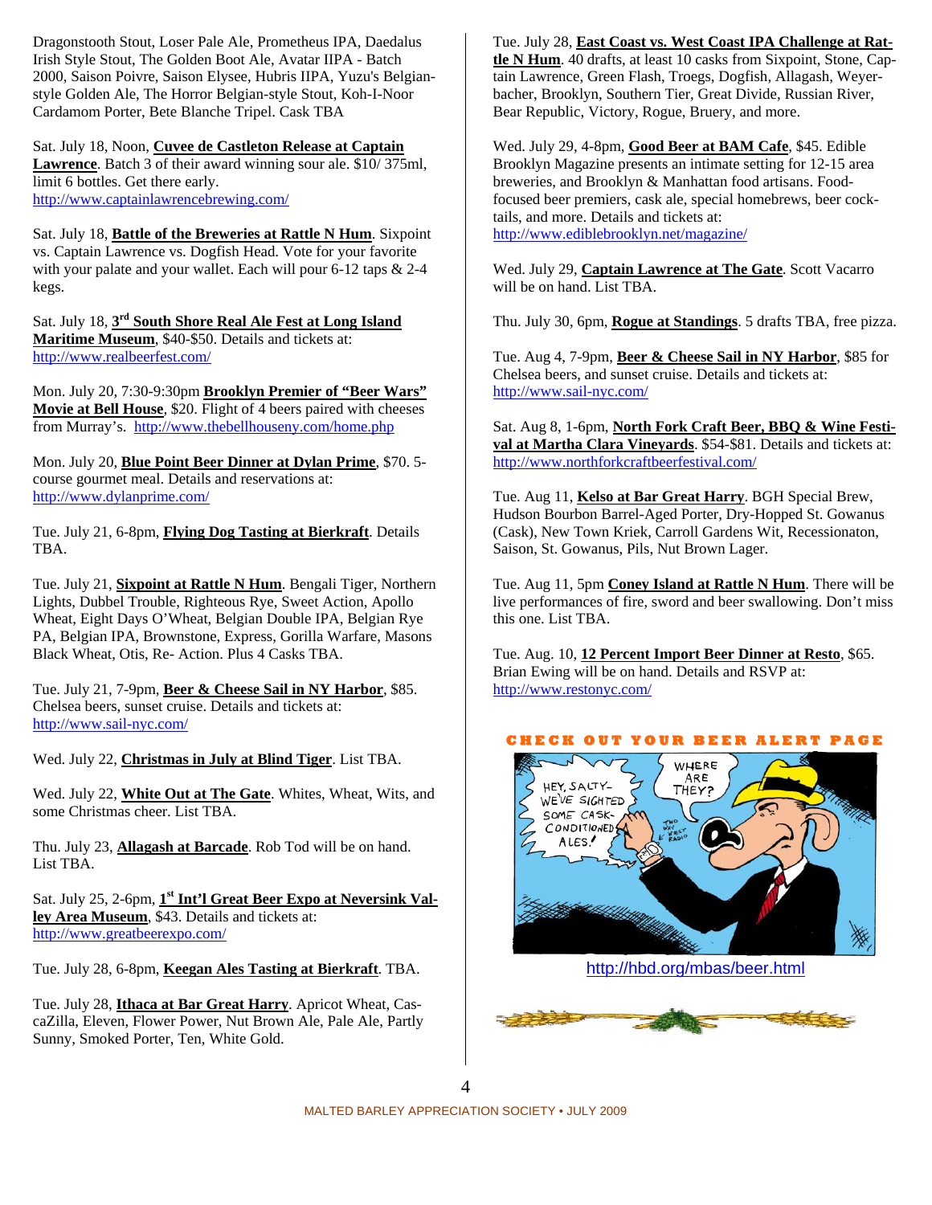Dragonstooth Stout, Loser Pale Ale, Prometheus IPA, Daedalus Irish Style Stout, The Golden Boot Ale, Avatar IIPA - Batch 2000, Saison Poivre, Saison Elysee, Hubris IIPA, Yuzu's Belgian-style Golden Ale, The Horror Belgian-style Stout, Koh-I-Noor Cardamom Porter, Bete Blanche Tripel. Cask TBA

Sat. July 18, Noon, **Cuvee de Castleton Release at Captain Lawrence**. Batch 3 of their award winning sour ale. $10/ 375ml, limit 6 bottles. Get there early. http://www.captainlawrencebrewing.com/

Sat. July 18, **Battle of the Breweries at Rattle N Hum**. Sixpoint vs. Captain Lawrence vs. Dogfish Head. Vote for your favorite with your palate and your wallet. Each will pour 6-12 taps & 2-4 kegs.

Sat. July 18, **3rd South Shore Real Ale Fest at Long Island Maritime Museum**, $40-$50. Details and tickets at: http://www.realbeerfest.com/

Mon. July 20, 7:30-9:30pm **Brooklyn Premier of "Beer Wars" Movie at Bell House**, $20. Flight of 4 beers paired with cheeses from Murray's. http://www.thebellhouseny.com/home.php

Mon. July 20, **Blue Point Beer Dinner at Dylan Prime**, $70. 5-course gourmet meal. Details and reservations at: http://www.dylanprime.com/

Tue. July 21, 6-8pm, **Flying Dog Tasting at Bierkraft**. Details TBA.

Tue. July 21, **Sixpoint at Rattle N Hum**. Bengali Tiger, Northern Lights, Dubbel Trouble, Righteous Rye, Sweet Action, Apollo Wheat, Eight Days O'Wheat, Belgian Double IPA, Belgian Rye PA, Belgian IPA, Brownstone, Express, Gorilla Warfare, Masons Black Wheat, Otis, Re- Action. Plus 4 Casks TBA.

Tue. July 21, 7-9pm, **Beer & Cheese Sail in NY Harbor**, $85. Chelsea beers, sunset cruise. Details and tickets at: http://www.sail-nyc.com/

Wed. July 22, **Christmas in July at Blind Tiger**. List TBA.

Wed. July 22, **White Out at The Gate**. Whites, Wheat, Wits, and some Christmas cheer. List TBA.

Thu. July 23, **Allagash at Barcade**. Rob Tod will be on hand. List TBA.

Sat. July 25, 2-6pm, **1st Int'l Great Beer Expo at Neversink Valley Area Museum**, $43. Details and tickets at: http://www.greatbeerexpo.com/

Tue. July 28, 6-8pm, **Keegan Ales Tasting at Bierkraft**. TBA.

Tue. July 28, **Ithaca at Bar Great Harry**. Apricot Wheat, CascaZilla, Eleven, Flower Power, Nut Brown Ale, Pale Ale, Partly Sunny, Smoked Porter, Ten, White Gold.

Tue. July 28, **East Coast vs. West Coast IPA Challenge at Rattle N Hum**. 40 drafts, at least 10 casks from Sixpoint, Stone, Captain Lawrence, Green Flash, Troegs, Dogfish, Allagash, Weyerbacher, Brooklyn, Southern Tier, Great Divide, Russian River, Bear Republic, Victory, Rogue, Bruery, and more.

Wed. July 29, 4-8pm, **Good Beer at BAM Cafe**, $45. Edible Brooklyn Magazine presents an intimate setting for 12-15 area breweries, and Brooklyn & Manhattan food artisans. Food-focused beer premiers, cask ale, special homebrews, beer cocktails, and more. Details and tickets at: http://www.ediblebrooklyn.net/magazine/

Wed. July 29, **Captain Lawrence at The Gate**. Scott Vacarro will be on hand. List TBA.

Thu. July 30, 6pm, **Rogue at Standings**. 5 drafts TBA, free pizza.

Tue. Aug 4, 7-9pm, **Beer & Cheese Sail in NY Harbor**, $85 for Chelsea beers, and sunset cruise. Details and tickets at: http://www.sail-nyc.com/

Sat. Aug 8, 1-6pm, **North Fork Craft Beer, BBQ & Wine Festival at Martha Clara Vineyards**. $54-$81. Details and tickets at: http://www.northforkcraftbeerfestival.com/

Tue. Aug 11, **Kelso at Bar Great Harry**. BGH Special Brew, Hudson Bourbon Barrel-Aged Porter, Dry-Hopped St. Gowanus (Cask), New Town Kriek, Carroll Gardens Wit, Recessionaton, Saison, St. Gowanus, Pils, Nut Brown Lager.

Tue. Aug 11, 5pm **Coney Island at Rattle N Hum**. There will be live performances of fire, sword and beer swallowing. Don't miss this one. List TBA.

Tue. Aug. 10, **12 Percent Import Beer Dinner at Resto**, $65. Brian Ewing will be on hand. Details and RSVP at: http://www.restonyc.com/

**CHECK OUT YOUR BEER ALERT PAGE**

http://hbd.org/mbas/beer.html